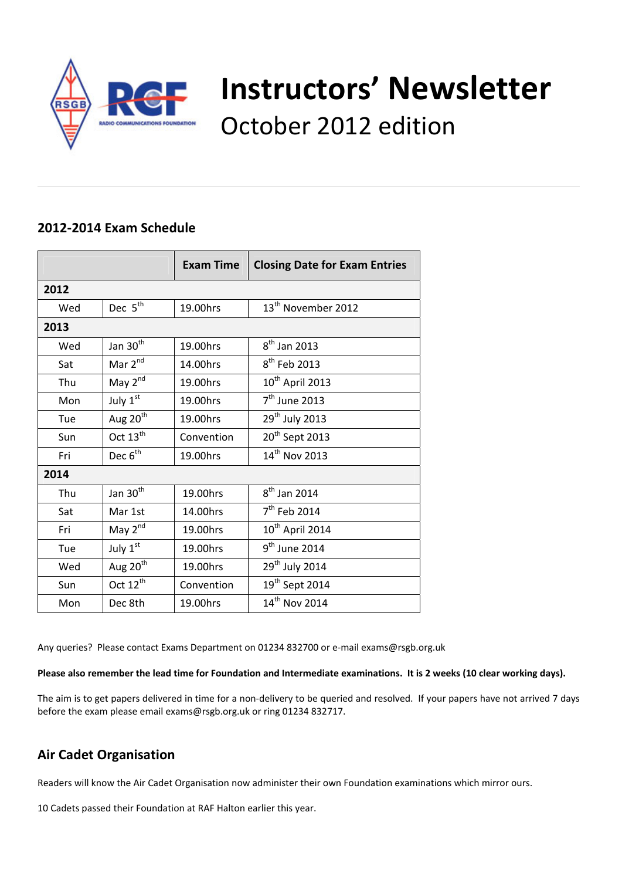# Instructors' Newsletter

October 2012 edition

## 2012-2014 Exam Schedule

| | | Exam Time | Closing Date for Exam Entries |
|---|---|---|---|
| **2012** | | | |
| Wed | Dec 5th | 19.00hrs | 13th November 2012 |
| **2013** | | | |
| Wed | Jan 30th | 19.00hrs | 8th Jan 2013 |
| Sat | Mar 2nd | 14.00hrs | 8th Feb 2013 |
| Thu | May 2nd | 19.00hrs | 10th April 2013 |
| Mon | July 1st | 19.00hrs | 7th June 2013 |
| Tue | Aug 20th | 19.00hrs | 29th July 2013 |
| Sun | Oct 13th | Convention | 20th Sept 2013 |
| Fri | Dec 6th | 19.00hrs | 14th Nov 2013 |
| **2014** | | | |
| Thu | Jan 30th | 19.00hrs | 8th Jan 2014 |
| Sat | Mar 1st | 14.00hrs | 7th Feb 2014 |
| Fri | May 2nd | 19.00hrs | 10th April 2014 |
| Tue | July 1st | 19.00hrs | 9th June 2014 |
| Wed | Aug 20th | 19.00hrs | 29th July 2014 |
| Sun | Oct 12th | Convention | 19th Sept 2014 |
| Mon | Dec 8th | 19.00hrs | 14th Nov 2014 |

Any queries? Please contact Exams Department on 01234 832700 or e-mail exams@rsgb.org.uk

**Please also remember the lead time for Foundation and Intermediate examinations. It is 2 weeks (10 clear working days).**

The aim is to get papers delivered in time for a non-delivery to be queried and resolved. If your papers have not arrived 7 days before the exam please email exams@rsgb.org.uk or ring 01234 832717.

## Air Cadet Organisation

Readers will know the Air Cadet Organisation now administer their own Foundation examinations which mirror ours.

10 Cadets passed their Foundation at RAF Halton earlier this year.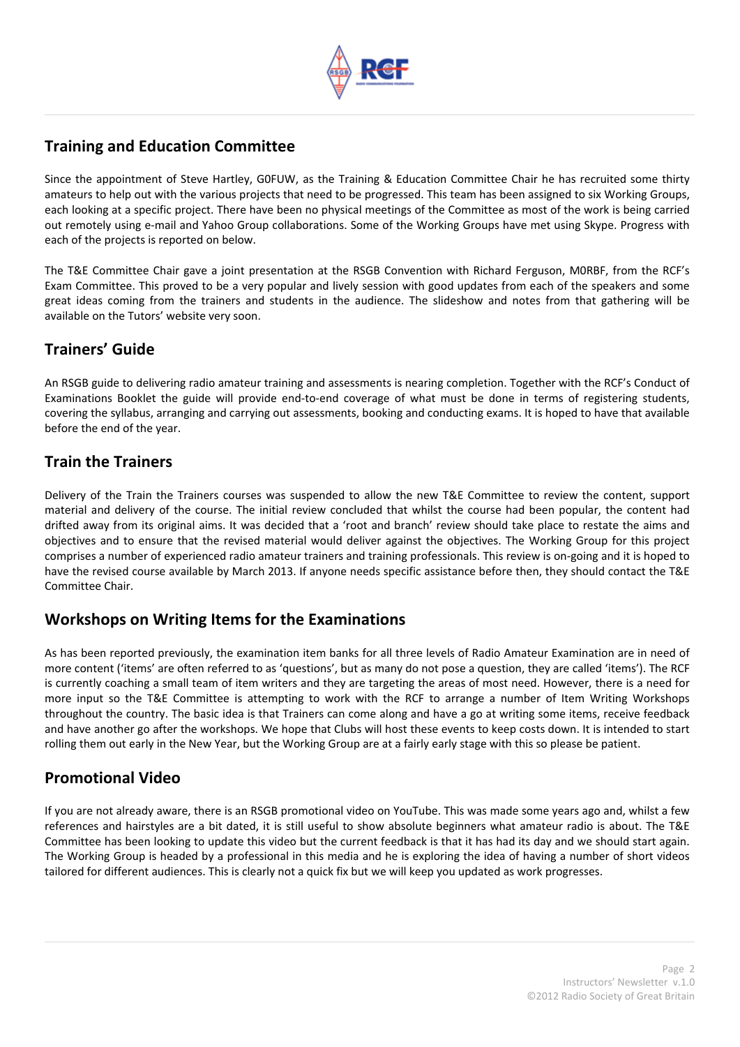## Training and Education Committee

Since the appointment of Steve Hartley, G0FUW, as the Training & Education Committee Chair he has recruited some thirty amateurs to help out with the various projects that need to be progressed. This team has been assigned to six Working Groups, each looking at a specific project. There have been no physical meetings of the Committee as most of the work is being carried out remotely using e-mail and Yahoo Group collaborations. Some of the Working Groups have met using Skype. Progress with each of the projects is reported on below.

The T&E Committee Chair gave a joint presentation at the RSGB Convention with Richard Ferguson, M0RBF, from the RCF's Exam Committee. This proved to be a very popular and lively session with good updates from each of the speakers and some great ideas coming from the trainers and students in the audience. The slideshow and notes from that gathering will be available on the Tutors' website very soon.

## Trainers' Guide

An RSGB guide to delivering radio amateur training and assessments is nearing completion. Together with the RCF's Conduct of Examinations Booklet the guide will provide end-to-end coverage of what must be done in terms of registering students, covering the syllabus, arranging and carrying out assessments, booking and conducting exams. It is hoped to have that available before the end of the year.

## Train the Trainers

Delivery of the Train the Trainers courses was suspended to allow the new T&E Committee to review the content, support material and delivery of the course. The initial review concluded that whilst the course had been popular, the content had drifted away from its original aims. It was decided that a 'root and branch' review should take place to restate the aims and objectives and to ensure that the revised material would deliver against the objectives. The Working Group for this project comprises a number of experienced radio amateur trainers and training professionals. This review is on-going and it is hoped to have the revised course available by March 2013. If anyone needs specific assistance before then, they should contact the T&E Committee Chair.

## Workshops on Writing Items for the Examinations

As has been reported previously, the examination item banks for all three levels of Radio Amateur Examination are in need of more content ('items' are often referred to as 'questions', but as many do not pose a question, they are called 'items'). The RCF is currently coaching a small team of item writers and they are targeting the areas of most need. However, there is a need for more input so the T&E Committee is attempting to work with the RCF to arrange a number of Item Writing Workshops throughout the country. The basic idea is that Trainers can come along and have a go at writing some items, receive feedback and have another go after the workshops. We hope that Clubs will host these events to keep costs down. It is intended to start rolling them out early in the New Year, but the Working Group are at a fairly early stage with this so please be patient.

## Promotional Video

If you are not already aware, there is an RSGB promotional video on YouTube. This was made some years ago and, whilst a few references and hairstyles are a bit dated, it is still useful to show absolute beginners what amateur radio is about. The T&E Committee has been looking to update this video but the current feedback is that it has had its day and we should start again. The Working Group is headed by a professional in this media and he is exploring the idea of having a number of short videos tailored for different audiences. This is clearly not a quick fix but we will keep you updated as work progresses.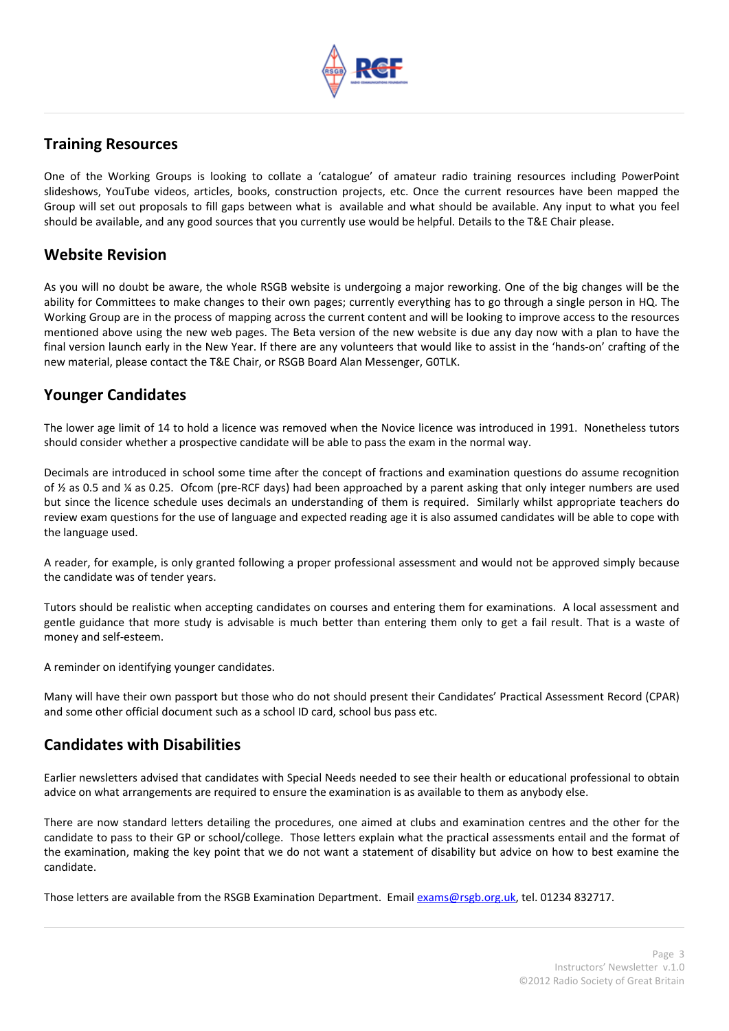## Training Resources

One of the Working Groups is looking to collate a 'catalogue' of amateur radio training resources including PowerPoint slideshows, YouTube videos, articles, books, construction projects, etc. Once the current resources have been mapped the Group will set out proposals to fill gaps between what is available and what should be available. Any input to what you feel should be available, and any good sources that you currently use would be helpful. Details to the T&E Chair please.

## Website Revision

As you will no doubt be aware, the whole RSGB website is undergoing a major reworking. One of the big changes will be the ability for Committees to make changes to their own pages; currently everything has to go through a single person in HQ. The Working Group are in the process of mapping across the current content and will be looking to improve access to the resources mentioned above using the new web pages. The Beta version of the new website is due any day now with a plan to have the final version launch early in the New Year. If there are any volunteers that would like to assist in the 'hands-on' crafting of the new material, please contact the T&E Chair, or RSGB Board Alan Messenger, G0TLK.

## Younger Candidates

The lower age limit of 14 to hold a licence was removed when the Novice licence was introduced in 1991. Nonetheless tutors should consider whether a prospective candidate will be able to pass the exam in the normal way.

Decimals are introduced in school some time after the concept of fractions and examination questions do assume recognition of ½ as 0.5 and ¼ as 0.25. Ofcom (pre-RCF days) had been approached by a parent asking that only integer numbers are used but since the licence schedule uses decimals an understanding of them is required. Similarly whilst appropriate teachers do review exam questions for the use of language and expected reading age it is also assumed candidates will be able to cope with the language used.

A reader, for example, is only granted following a proper professional assessment and would not be approved simply because the candidate was of tender years.

Tutors should be realistic when accepting candidates on courses and entering them for examinations. A local assessment and gentle guidance that more study is advisable is much better than entering them only to get a fail result. That is a waste of money and self-esteem.

A reminder on identifying younger candidates.

Many will have their own passport but those who do not should present their Candidates' Practical Assessment Record (CPAR) and some other official document such as a school ID card, school bus pass etc.

## Candidates with Disabilities

Earlier newsletters advised that candidates with Special Needs needed to see their health or educational professional to obtain advice on what arrangements are required to ensure the examination is as available to them as anybody else.

There are now standard letters detailing the procedures, one aimed at clubs and examination centres and the other for the candidate to pass to their GP or school/college. Those letters explain what the practical assessments entail and the format of the examination, making the key point that we do not want a statement of disability but advice on how to best examine the candidate.

Those letters are available from the RSGB Examination Department. Email exams@rsgb.org.uk, tel. 01234 832717.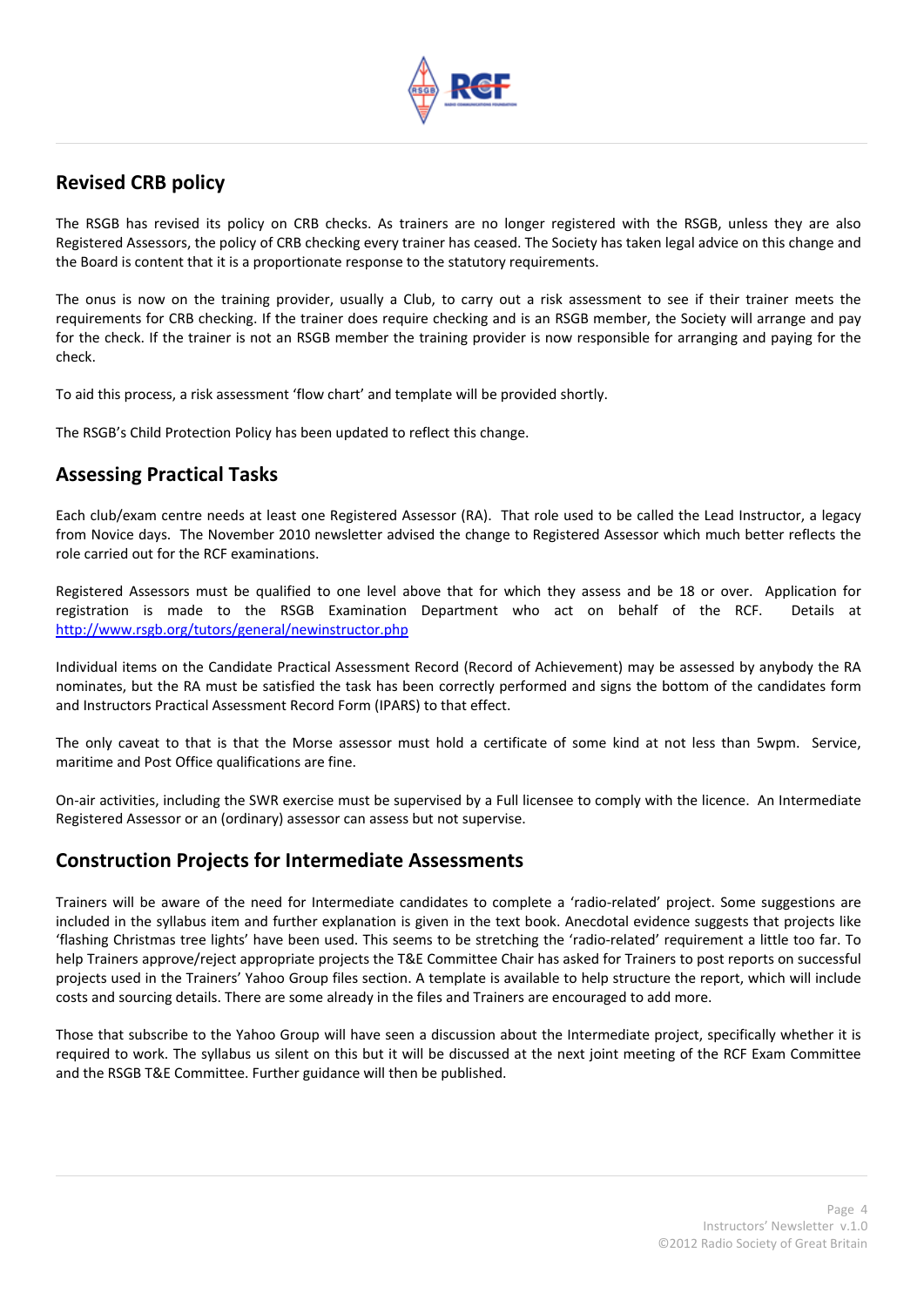## Revised CRB policy

The RSGB has revised its policy on CRB checks. As trainers are no longer registered with the RSGB, unless they are also Registered Assessors, the policy of CRB checking every trainer has ceased. The Society has taken legal advice on this change and the Board is content that it is a proportionate response to the statutory requirements.

The onus is now on the training provider, usually a Club, to carry out a risk assessment to see if their trainer meets the requirements for CRB checking. If the trainer does require checking and is an RSGB member, the Society will arrange and pay for the check. If the trainer is not an RSGB member the training provider is now responsible for arranging and paying for the check.

To aid this process, a risk assessment 'flow chart' and template will be provided shortly.

The RSGB's Child Protection Policy has been updated to reflect this change.

## Assessing Practical Tasks

Each club/exam centre needs at least one Registered Assessor (RA). That role used to be called the Lead Instructor, a legacy from Novice days. The November 2010 newsletter advised the change to Registered Assessor which much better reflects the role carried out for the RCF examinations.

Registered Assessors must be qualified to one level above that for which they assess and be 18 or over. Application for registration is made to the RSGB Examination Department who act on behalf of the RCF. Details at http://www.rsgb.org/tutors/general/newinstructor.php

Individual items on the Candidate Practical Assessment Record (Record of Achievement) may be assessed by anybody the RA nominates, but the RA must be satisfied the task has been correctly performed and signs the bottom of the candidates form and Instructors Practical Assessment Record Form (IPARS) to that effect.

The only caveat to that is that the Morse assessor must hold a certificate of some kind at not less than 5wpm. Service, maritime and Post Office qualifications are fine.

On-air activities, including the SWR exercise must be supervised by a Full licensee to comply with the licence. An Intermediate Registered Assessor or an (ordinary) assessor can assess but not supervise.

## Construction Projects for Intermediate Assessments

Trainers will be aware of the need for Intermediate candidates to complete a 'radio-related' project. Some suggestions are included in the syllabus item and further explanation is given in the text book. Anecdotal evidence suggests that projects like 'flashing Christmas tree lights' have been used. This seems to be stretching the 'radio-related' requirement a little too far. To help Trainers approve/reject appropriate projects the T&E Committee Chair has asked for Trainers to post reports on successful projects used in the Trainers' Yahoo Group files section. A template is available to help structure the report, which will include costs and sourcing details. There are some already in the files and Trainers are encouraged to add more.

Those that subscribe to the Yahoo Group will have seen a discussion about the Intermediate project, specifically whether it is required to work. The syllabus us silent on this but it will be discussed at the next joint meeting of the RCF Exam Committee and the RSGB T&E Committee. Further guidance will then be published.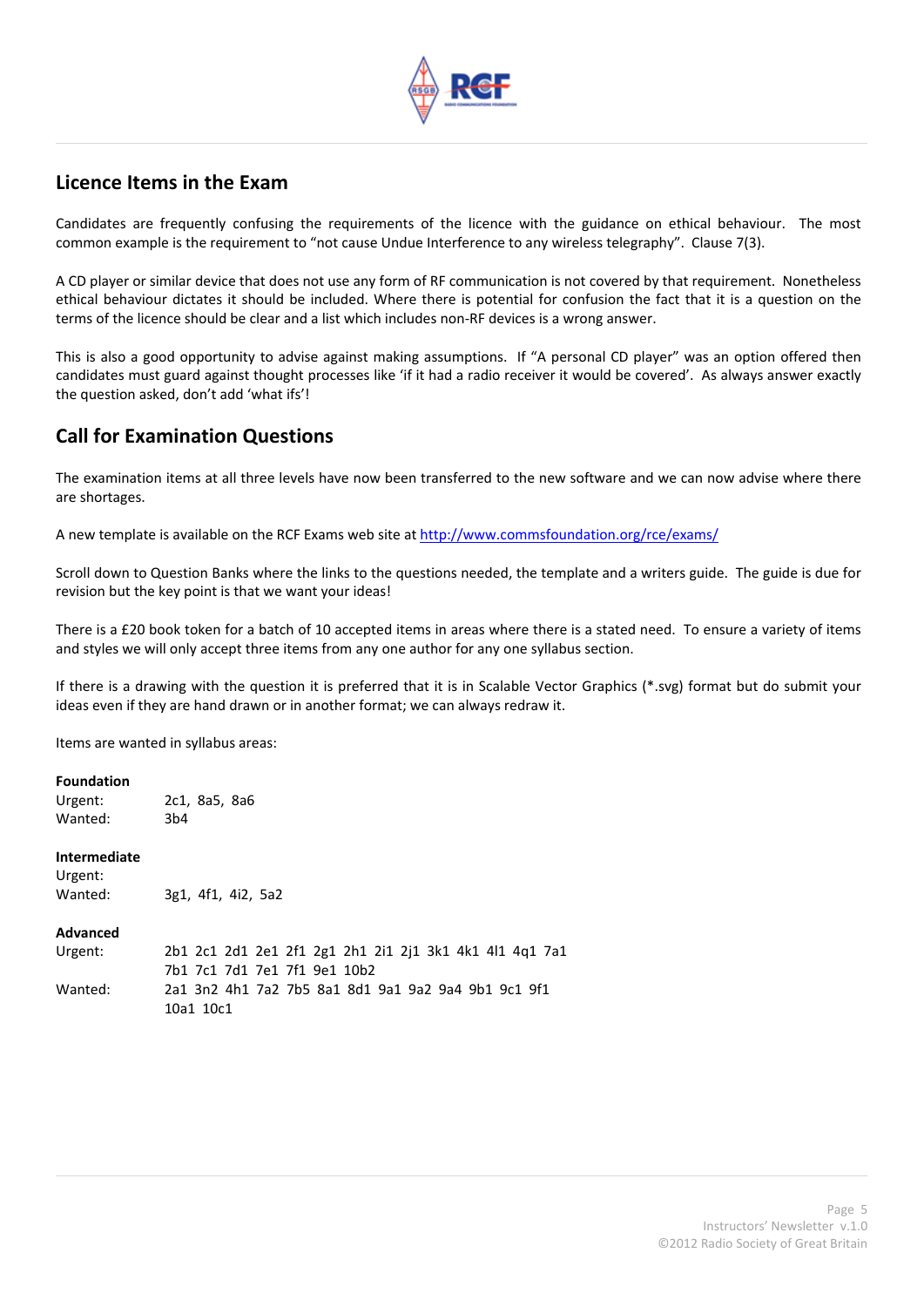## Licence Items in the Exam

Candidates are frequently confusing the requirements of the licence with the guidance on ethical behaviour. The most common example is the requirement to "not cause Undue Interference to any wireless telegraphy". Clause 7(3).

A CD player or similar device that does not use any form of RF communication is not covered by that requirement. Nonetheless ethical behaviour dictates it should be included. Where there is potential for confusion the fact that it is a question on the terms of the licence should be clear and a list which includes non-RF devices is a wrong answer.

This is also a good opportunity to advise against making assumptions. If "A personal CD player" was an option offered then candidates must guard against thought processes like 'if it had a radio receiver it would be covered'. As always answer exactly the question asked, don't add 'what ifs'!

## Call for Examination Questions

The examination items at all three levels have now been transferred to the new software and we can now advise where there are shortages.

A new template is available on the RCF Exams web site at [http://www.commsfoundation.org/rce/exams/](http://www.commsfoundation.org/rce/exams/)

Scroll down to Question Banks where the links to the questions needed, the template and a writers guide. The guide is due for revision but the key point is that we want your ideas!

There is a £20 book token for a batch of 10 accepted items in areas where there is a stated need. To ensure a variety of items and styles we will only accept three items from any one author for any one syllabus section.

If there is a drawing with the question it is preferred that it is in Scalable Vector Graphics (*.svg) format but do submit your ideas even if they are hand drawn or in another format; we can always redraw it.

Items are wanted in syllabus areas:

**Foundation**

| | |
|---|---|
| Urgent: | 2c1, 8a5, 8a6 |
| Wanted: | 3b4 |

**Intermediate**

| | |
|---|---|
| Urgent: | |
| Wanted: | 3g1, 4f1, 4i2, 5a2 |

**Advanced**

| | |
|---|---|
| Urgent: | 2b1 2c1 2d1 2e1 2f1 2g1 2h1 2i1 2j1 3k1 4k1 4l1 4q1 7a1 7b1 7c1 7d1 7e1 7f1 9e1 10b2 |
| Wanted: | 2a1 3n2 4h1 7a2 7b5 8a1 8d1 9a1 9a2 9a4 9b1 9c1 9f1 10a1 10c1 |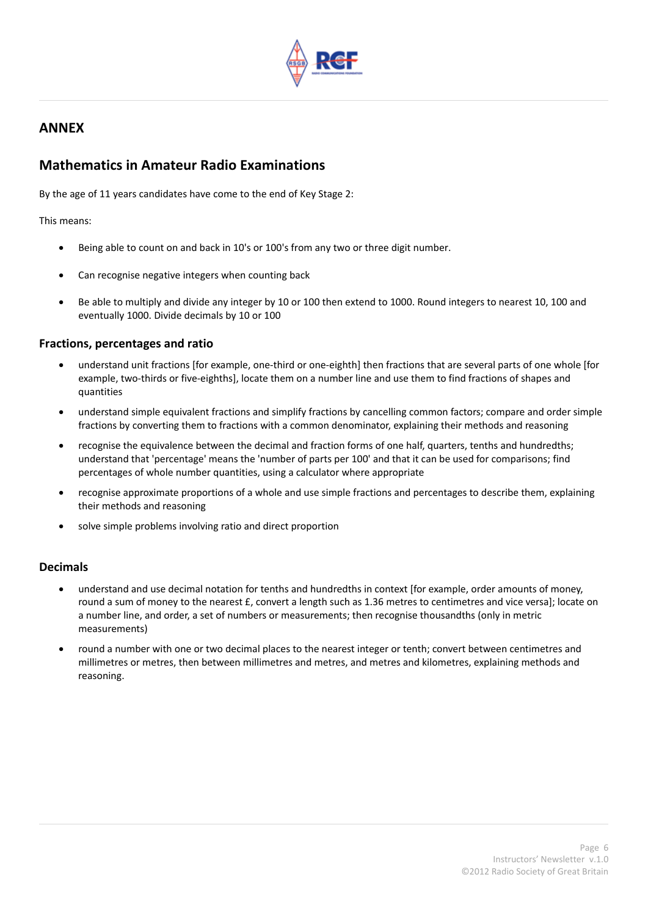## ANNEX

## Mathematics in Amateur Radio Examinations

By the age of 11 years candidates have come to the end of Key Stage 2:

This means:

- Being able to count on and back in 10's or 100's from any two or three digit number.
- Can recognise negative integers when counting back
- Be able to multiply and divide any integer by 10 or 100 then extend to 1000. Round integers to nearest 10, 100 and eventually 1000. Divide decimals by 10 or 100

### Fractions, percentages and ratio

- understand unit fractions [for example, one-third or one-eighth] then fractions that are several parts of one whole [for example, two-thirds or five-eighths], locate them on a number line and use them to find fractions of shapes and quantities
- understand simple equivalent fractions and simplify fractions by cancelling common factors; compare and order simple fractions by converting them to fractions with a common denominator, explaining their methods and reasoning
- recognise the equivalence between the decimal and fraction forms of one half, quarters, tenths and hundredths; understand that 'percentage' means the 'number of parts per 100' and that it can be used for comparisons; find percentages of whole number quantities, using a calculator where appropriate
- recognise approximate proportions of a whole and use simple fractions and percentages to describe them, explaining their methods and reasoning
- solve simple problems involving ratio and direct proportion

### Decimals

- understand and use decimal notation for tenths and hundredths in context [for example, order amounts of money, round a sum of money to the nearest £, convert a length such as 1.36 metres to centimetres and vice versa]; locate on a number line, and order, a set of numbers or measurements; then recognise thousandths (only in metric measurements)
- round a number with one or two decimal places to the nearest integer or tenth; convert between centimetres and millimetres or metres, then between millimetres and metres, and metres and kilometres, explaining methods and reasoning.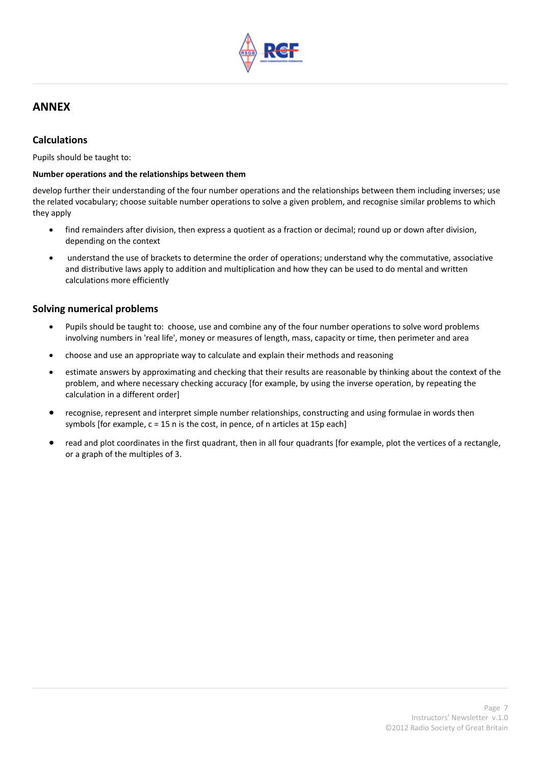# ANNEX

## Calculations

Pupils should be taught to:

**Number operations and the relationships between them**

develop further their understanding of the four number operations and the relationships between them including inverses; use the related vocabulary; choose suitable number operations to solve a given problem, and recognise similar problems to which they apply

- find remainders after division, then express a quotient as a fraction or decimal; round up or down after division, depending on the context
- understand the use of brackets to determine the order of operations; understand why the commutative, associative and distributive laws apply to addition and multiplication and how they can be used to do mental and written calculations more efficiently

## Solving numerical problems

- Pupils should be taught to: choose, use and combine any of the four number operations to solve word problems involving numbers in 'real life', money or measures of length, mass, capacity or time, then perimeter and area
- choose and use an appropriate way to calculate and explain their methods and reasoning
- estimate answers by approximating and checking that their results are reasonable by thinking about the context of the problem, and where necessary checking accuracy [for example, by using the inverse operation, by repeating the calculation in a different order]
- recognise, represent and interpret simple number relationships, constructing and using formulae in words then symbols [for example, $c = 15n$ is the cost, in pence, of $n$ articles at 15p each]
- read and plot coordinates in the first quadrant, then in all four quadrants [for example, plot the vertices of a rectangle, or a graph of the multiples of 3.